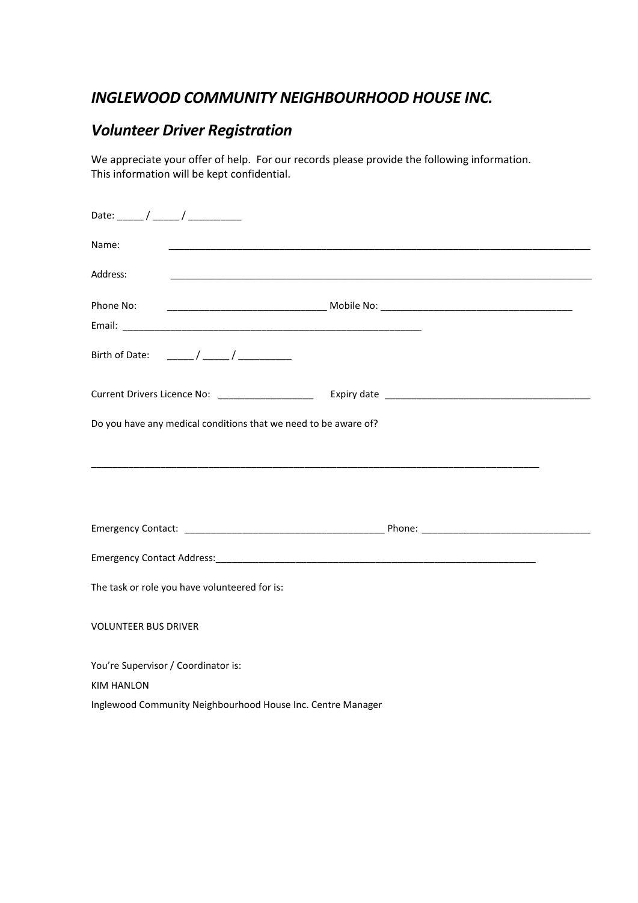## *INGLEWOOD COMMUNITY NEIGHBOURHOOD HOUSE INC.*

## *Volunteer Driver Registration*

We appreciate your offer of help. For our records please provide the following information.
This information will be kept confidential.

Date: _____ / _____ / __________

Name: ________________________________________________________________________________

Address: ________________________________________________________________________________

Phone No: _____________________________ Mobile No: ___________________________________

Email: __________________________________________________________

Birth of Date: _____ / _____ / __________

Current Drivers Licence No: __________________ Expiry date _______________________________________

Do you have any medical conditions that we need to be aware of?

_____________________________________________________________________________________

Emergency Contact: ______________________________________ Phone: ________________________________

Emergency Contact Address:_______________________________________________________________

The task or role you have volunteered for is:

VOLUNTEER BUS DRIVER

You're Supervisor / Coordinator is:

KIM HANLON

Inglewood Community Neighbourhood House Inc. Centre Manager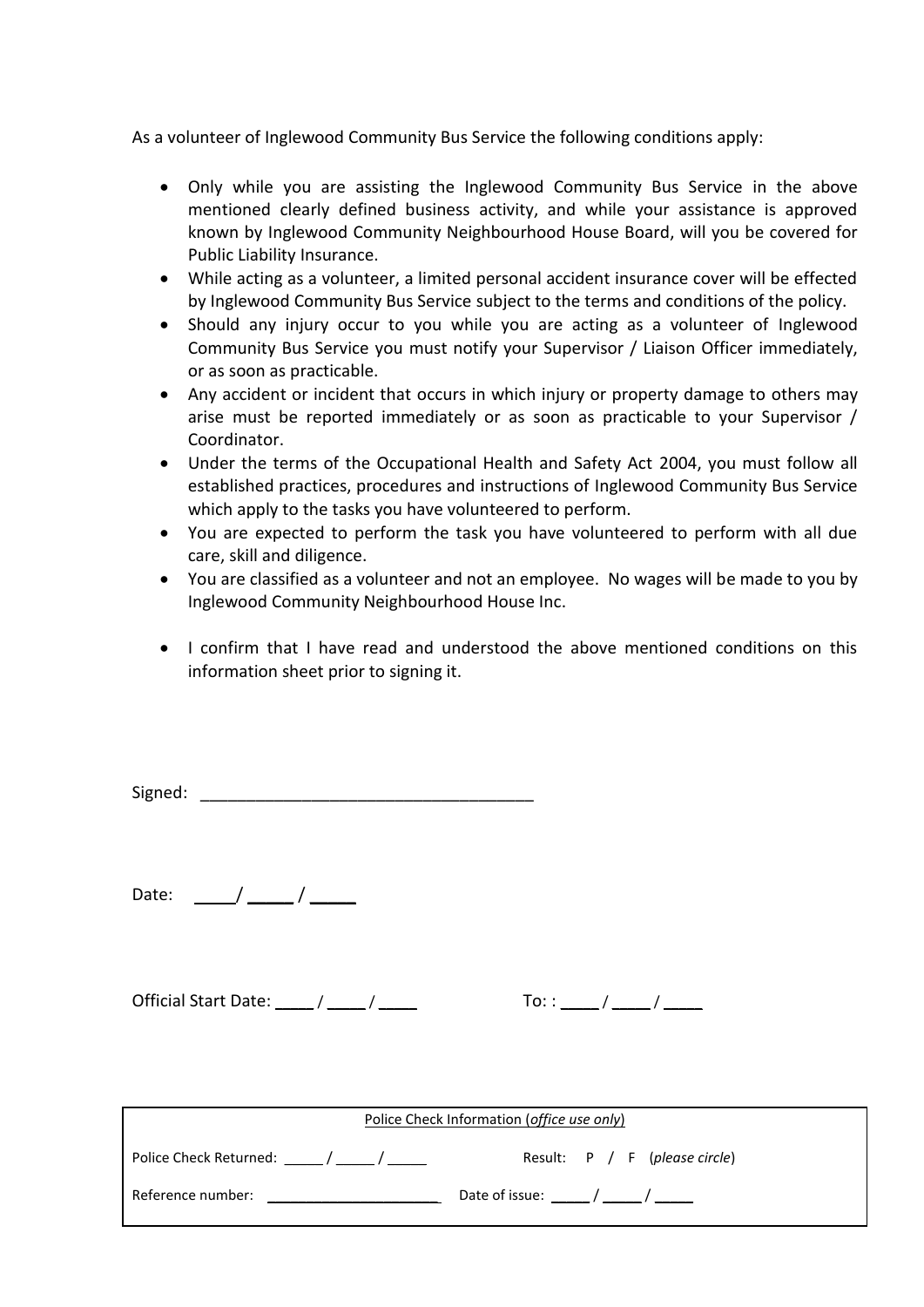As a volunteer of Inglewood Community Bus Service the following conditions apply:

- Only while you are assisting the Inglewood Community Bus Service in the above mentioned clearly defined business activity, and while your assistance is approved known by Inglewood Community Neighbourhood House Board, will you be covered for Public Liability Insurance.
- While acting as a volunteer, a limited personal accident insurance cover will be effected by Inglewood Community Bus Service subject to the terms and conditions of the policy.
- Should any injury occur to you while you are acting as a volunteer of Inglewood Community Bus Service you must notify your Supervisor / Liaison Officer immediately, or as soon as practicable.
- Any accident or incident that occurs in which injury or property damage to others may arise must be reported immediately or as soon as practicable to your Supervisor / Coordinator.
- Under the terms of the Occupational Health and Safety Act 2004, you must follow all established practices, procedures and instructions of Inglewood Community Bus Service which apply to the tasks you have volunteered to perform.
- You are expected to perform the task you have volunteered to perform with all due care, skill and diligence.
- You are classified as a volunteer and not an employee. No wages will be made to you by Inglewood Community Neighbourhood House Inc.

- I confirm that I have read and understood the above mentioned conditions on this information sheet prior to signing it.

Signed: ____________________________________

Date: ____/ _____ / _____

Official Start Date: ____ / ____ / ____ To: : ____ / ____ / ____

| Police Check Information (*office use only*) | |
|---|---|
| Police Check Returned: _____ / _____ / _____ | Result: P / F (*please circle*) |
| Reference number: _____________________ | Date of issue: _____ / _____ / _____ |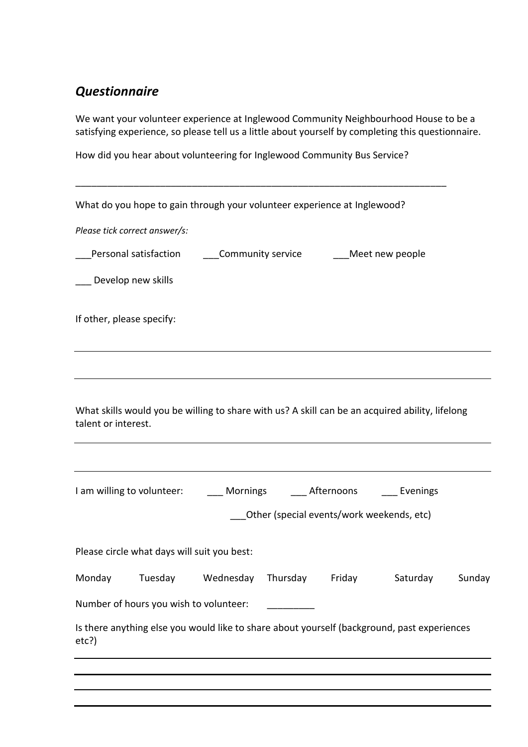## *Questionnaire*

We want your volunteer experience at Inglewood Community Neighbourhood House to be a satisfying experience, so please tell us a little about yourself by completing this questionnaire.

How did you hear about volunteering for Inglewood Community Bus Service?

______________________________________________________________________

What do you hope to gain through your volunteer experience at Inglewood?

*Please tick correct answer/s:*

___Personal satisfaction ___Community service ___Meet new people

___ Develop new skills

If other, please specify:

______________________________________________________________________

______________________________________________________________________

What skills would you be willing to share with us? A skill can be an acquired ability, lifelong talent or interest.

______________________________________________________________________

______________________________________________________________________

I am willing to volunteer: ___ Mornings ___ Afternoons ___ Evenings

___Other (special events/work weekends, etc)

Please circle what days will suit you best:

Monday Tuesday Wednesday Thursday Friday Saturday Sunday

Number of hours you wish to volunteer: _________

Is there anything else you would like to share about yourself (background, past experiences etc?)

______________________________________________________________________

______________________________________________________________________

______________________________________________________________________

______________________________________________________________________